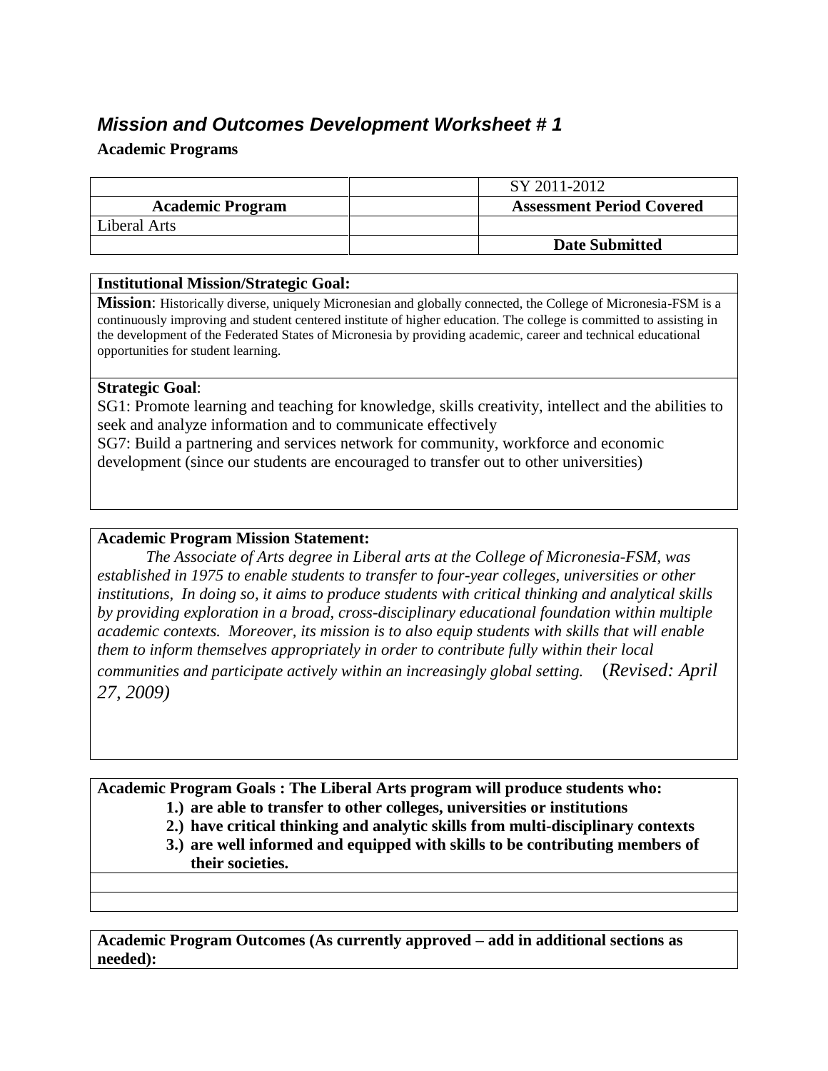## *Mission and Outcomes Development Worksheet # 1*

**Academic Programs**

| | | SY 2011-2012 |
|---|---|---|
| **Academic Program** | | **Assessment Period Covered** |
| Liberal Arts | | |
| | | **Date Submitted** |

| **Institutional Mission/Strategic Goal:** |
|---|
| **Mission**: Historically diverse, uniquely Micronesian and globally connected, the College of Micronesia-FSM is a continuously improving and student centered institute of higher education. The college is committed to assisting in the development of the Federated States of Micronesia by providing academic, career and technical educational opportunities for student learning. |
| **Strategic Goal**:<br>SG1: Promote learning and teaching for knowledge, skills creativity, intellect and the abilities to seek and analyze information and to communicate effectively<br>SG7: Build a partnering and services network for community, workforce and economic development (since our students are encouraged to transfer out to other universities) |

**Academic Program Mission Statement:**

*The Associate of Arts degree in Liberal arts at the College of Micronesia-FSM, was established in 1975 to enable students to transfer to four-year colleges, universities or other institutions, In doing so, it aims to produce students with critical thinking and analytical skills by providing exploration in a broad, cross-disciplinary educational foundation within multiple academic contexts. Moreover, its mission is to also equip students with skills that will enable them to inform themselves appropriately in order to contribute fully within their local communities and participate actively within an increasingly global setting.* (*Revised: April 27, 2009)*

**Academic Program Goals : The Liberal Arts program will produce students who:**

1. **are able to transfer to other colleges, universities or institutions**
2. **have critical thinking and analytic skills from multi-disciplinary contexts**
3. **are well informed and equipped with skills to be contributing members of their societies.**

**Academic Program Outcomes (As currently approved – add in additional sections as needed):**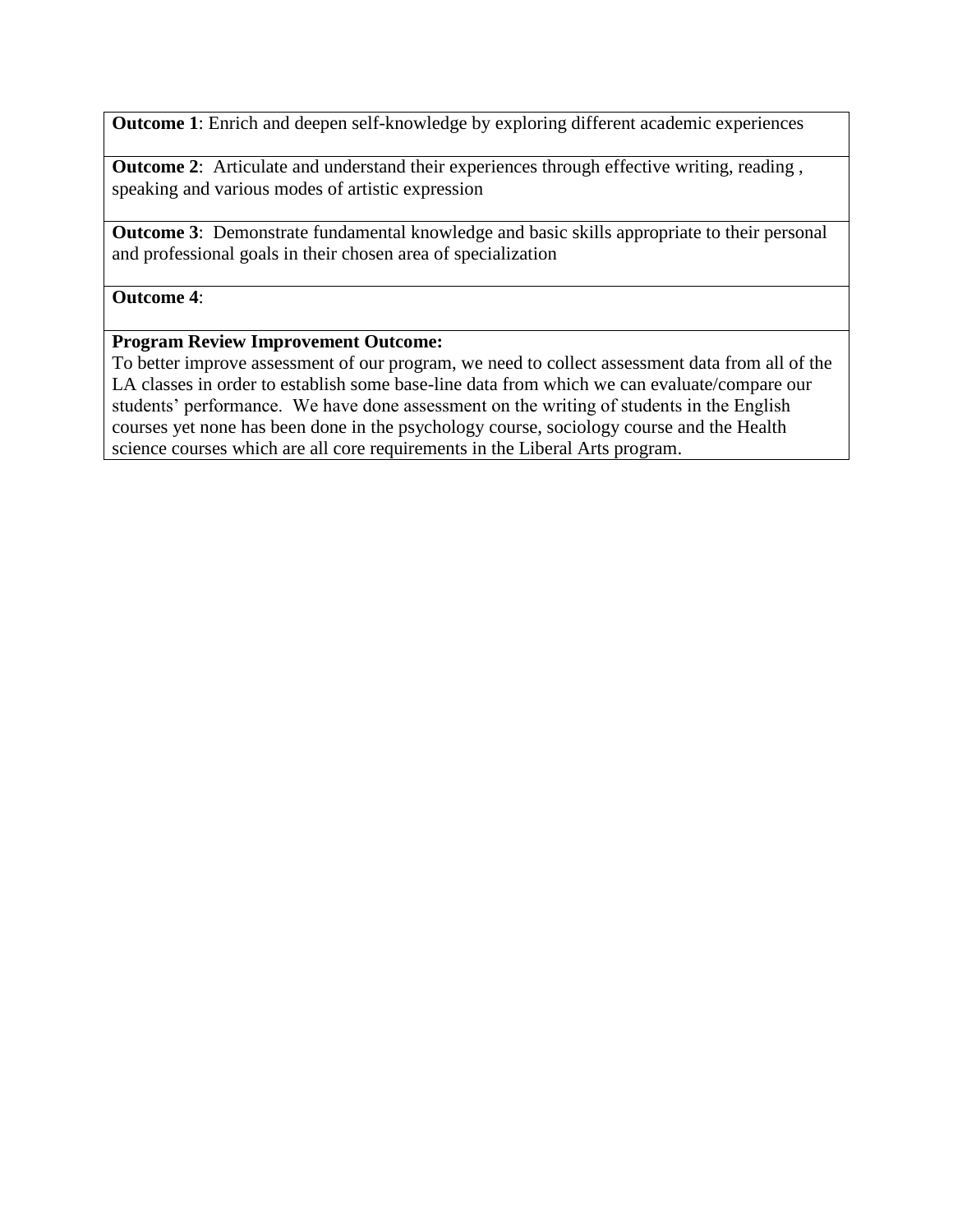| **Outcome 1**: Enrich and deepen self-knowledge by exploring different academic experiences |
|---|
| **Outcome 2**: Articulate and understand their experiences through effective writing, reading , speaking and various modes of artistic expression |
| **Outcome 3**: Demonstrate fundamental knowledge and basic skills appropriate to their personal and professional goals in their chosen area of specialization |
| **Outcome 4**: |
| **Program Review Improvement Outcome:** To better improve assessment of our program, we need to collect assessment data from all of the LA classes in order to establish some base-line data from which we can evaluate/compare our students' performance. We have done assessment on the writing of students in the English courses yet none has been done in the psychology course, sociology course and the Health science courses which are all core requirements in the Liberal Arts program. |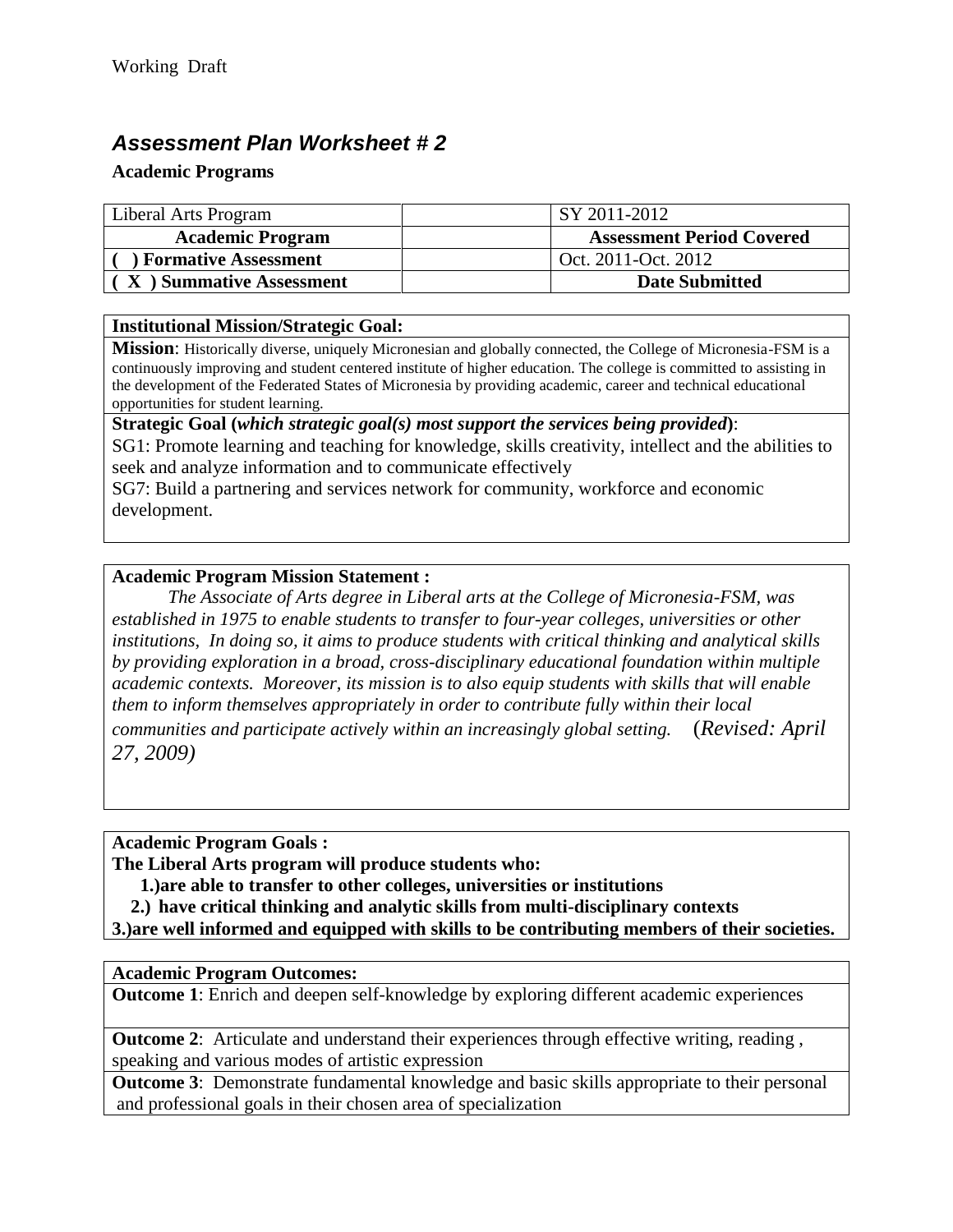Working Draft

## *Assessment Plan Worksheet # 2*

**Academic Programs**

| Liberal Arts Program | | SY 2011-2012 |
|---|---|---|
| **Academic Program** | | **Assessment Period Covered** |
| **( ) Formative Assessment** | | Oct. 2011-Oct. 2012 |
| **( X ) Summative Assessment** | | **Date Submitted** |

**Institutional Mission/Strategic Goal:**

**Mission**: Historically diverse, uniquely Micronesian and globally connected, the College of Micronesia-FSM is a continuously improving and student centered institute of higher education. The college is committed to assisting in the development of the Federated States of Micronesia by providing academic, career and technical educational opportunities for student learning.

**Strategic Goal (*which strategic goal(s) most support the services being provided*)**:

SG1: Promote learning and teaching for knowledge, skills creativity, intellect and the abilities to seek and analyze information and to communicate effectively

SG7: Build a partnering and services network for community, workforce and economic development.

**Academic Program Mission Statement :**

*The Associate of Arts degree in Liberal arts at the College of Micronesia-FSM, was established in 1975 to enable students to transfer to four-year colleges, universities or other institutions, In doing so, it aims to produce students with critical thinking and analytical skills by providing exploration in a broad, cross-disciplinary educational foundation within multiple academic contexts. Moreover, its mission is to also equip students with skills that will enable them to inform themselves appropriately in order to contribute fully within their local communities and participate actively within an increasingly global setting.* (*Revised: April 27, 2009)*

**Academic Program Goals :**

**The Liberal Arts program will produce students who:**

**1.)are able to transfer to other colleges, universities or institutions**

**2.) have critical thinking and analytic skills from multi-disciplinary contexts**

**3.)are well informed and equipped with skills to be contributing members of their societies.**

**Academic Program Outcomes:**

**Outcome 1**: Enrich and deepen self-knowledge by exploring different academic experiences

**Outcome 2**: Articulate and understand their experiences through effective writing, reading , speaking and various modes of artistic expression

**Outcome 3**: Demonstrate fundamental knowledge and basic skills appropriate to their personal and professional goals in their chosen area of specialization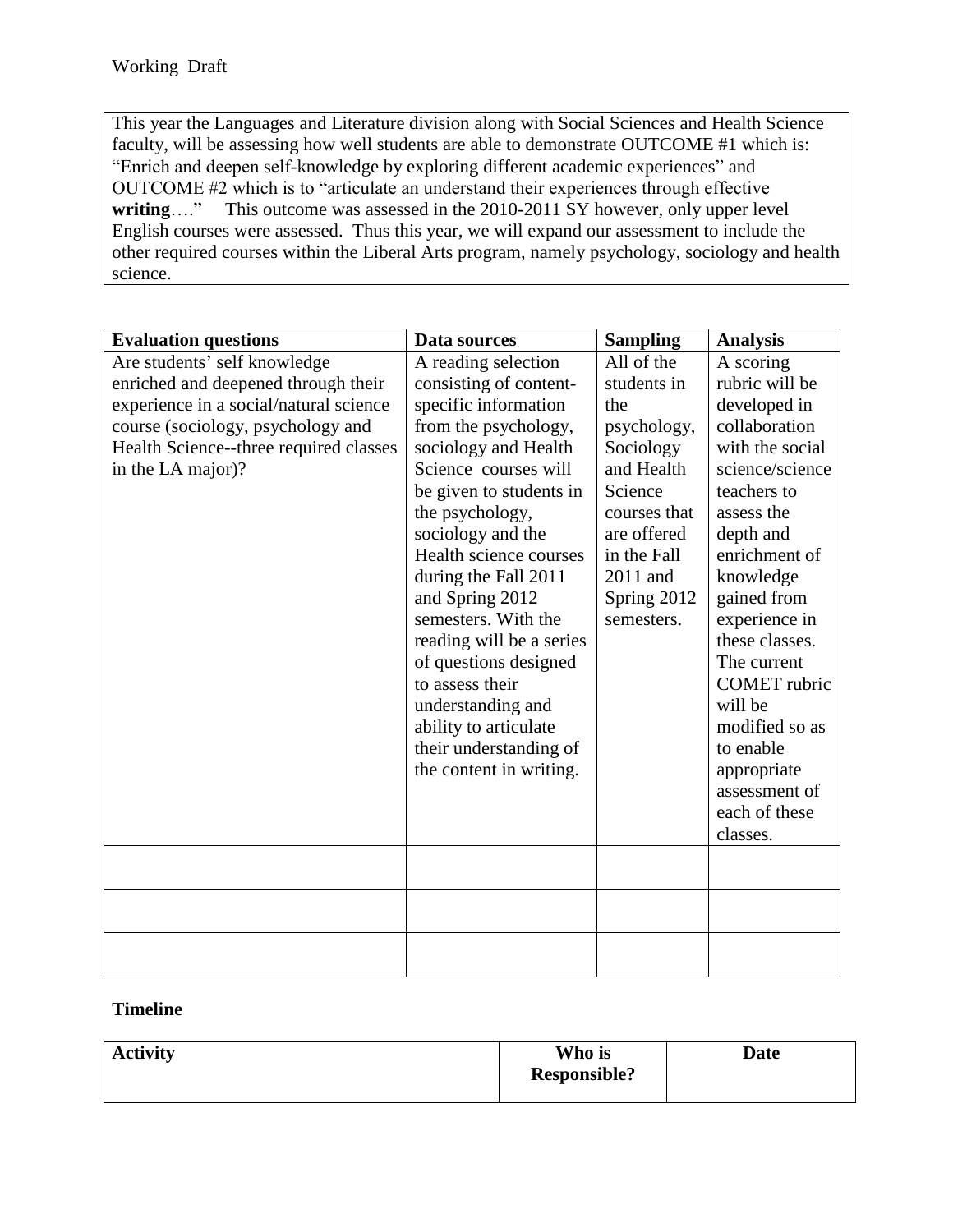Working Draft

This year the Languages and Literature division along with Social Sciences and Health Science faculty, will be assessing how well students are able to demonstrate OUTCOME #1 which is: "Enrich and deepen self-knowledge by exploring different academic experiences" and OUTCOME #2 which is to "articulate an understand their experiences through effective **writing**…." This outcome was assessed in the 2010-2011 SY however, only upper level English courses were assessed. Thus this year, we will expand our assessment to include the other required courses within the Liberal Arts program, namely psychology, sociology and health science.

| Evaluation questions | Data sources | Sampling | Analysis |
|---|---|---|---|
| Are students' self knowledge enriched and deepened through their experience in a social/natural science course (sociology, psychology and Health Science--three required classes in the LA major)? | A reading selection consisting of content-specific information from the psychology, sociology and Health Science courses will be given to students in the psychology, sociology and the Health science courses during the Fall 2011 and Spring 2012 semesters. With the reading will be a series of questions designed to assess their understanding and ability to articulate their understanding of the content in writing. | All of the students in the psychology, Sociology and Health Science courses that are offered in the Fall 2011 and Spring 2012 semesters. | A scoring rubric will be developed in collaboration with the social science/science teachers to assess the depth and enrichment of knowledge gained from experience in these classes. The current COMET rubric will be modified so as to enable appropriate assessment of each of these classes. |
| | | | |
| | | | |
| | | | |

**Timeline**

| Activity | Who is Responsible? | Date |
|---|---|---|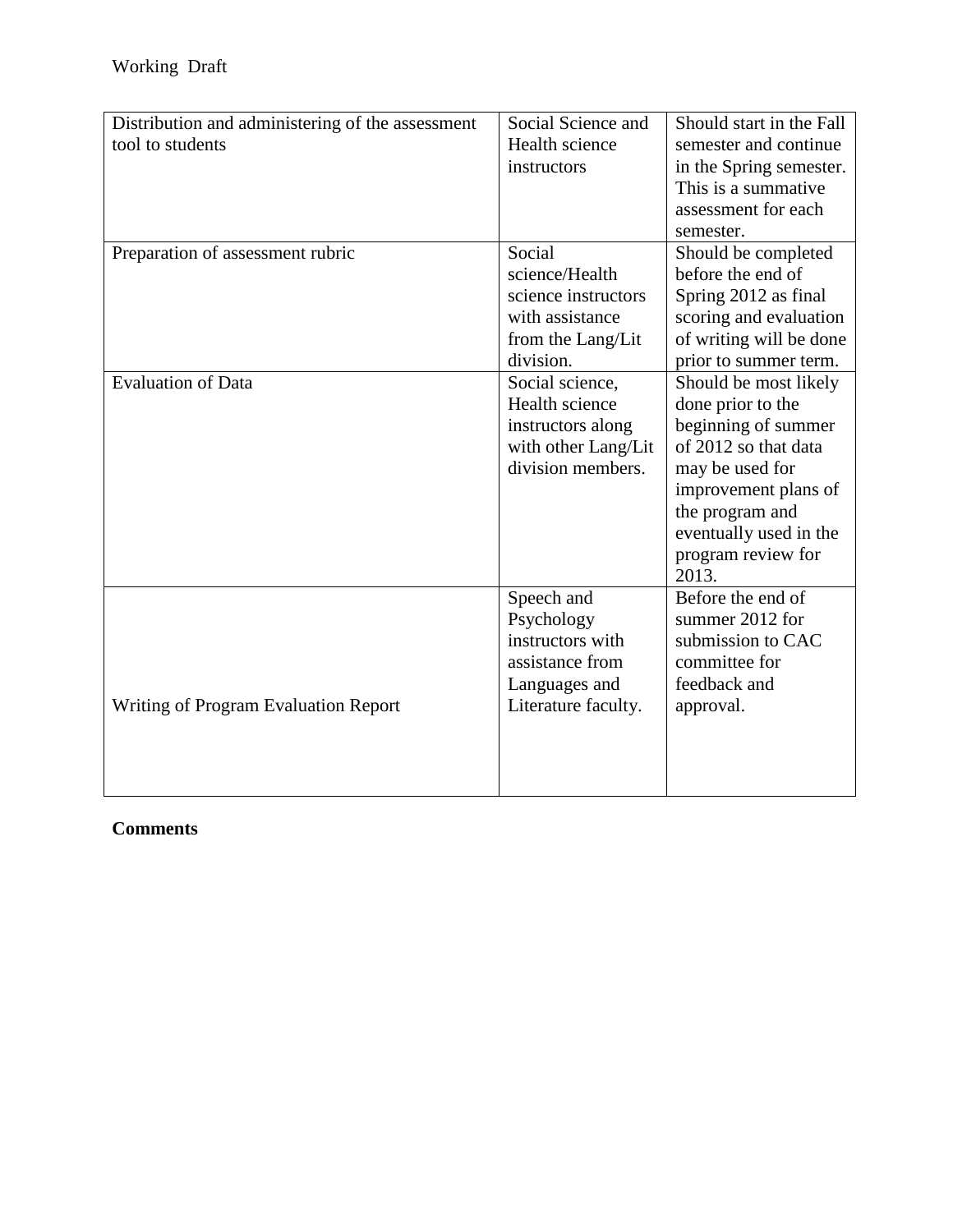| Distribution and administering of the assessment tool to students | Social Science and Health science instructors | Should start in the Fall semester and continue in the Spring semester. This is a summative assessment for each semester. |
|---|---|---|
| Preparation of assessment rubric | Social science/Health science instructors with assistance from the Lang/Lit division. | Should be completed before the end of Spring 2012 as final scoring and evaluation of writing will be done prior to summer term. |
| Evaluation of Data | Social science, Health science instructors along with other Lang/Lit division members. | Should be most likely done prior to the beginning of summer of 2012 so that data may be used for improvement plans of the program and eventually used in the program review for 2013. |
| Writing of Program Evaluation Report | Speech and Psychology instructors with assistance from Languages and Literature faculty. | Before the end of summer 2012 for submission to CAC committee for feedback and approval. |

**Comments**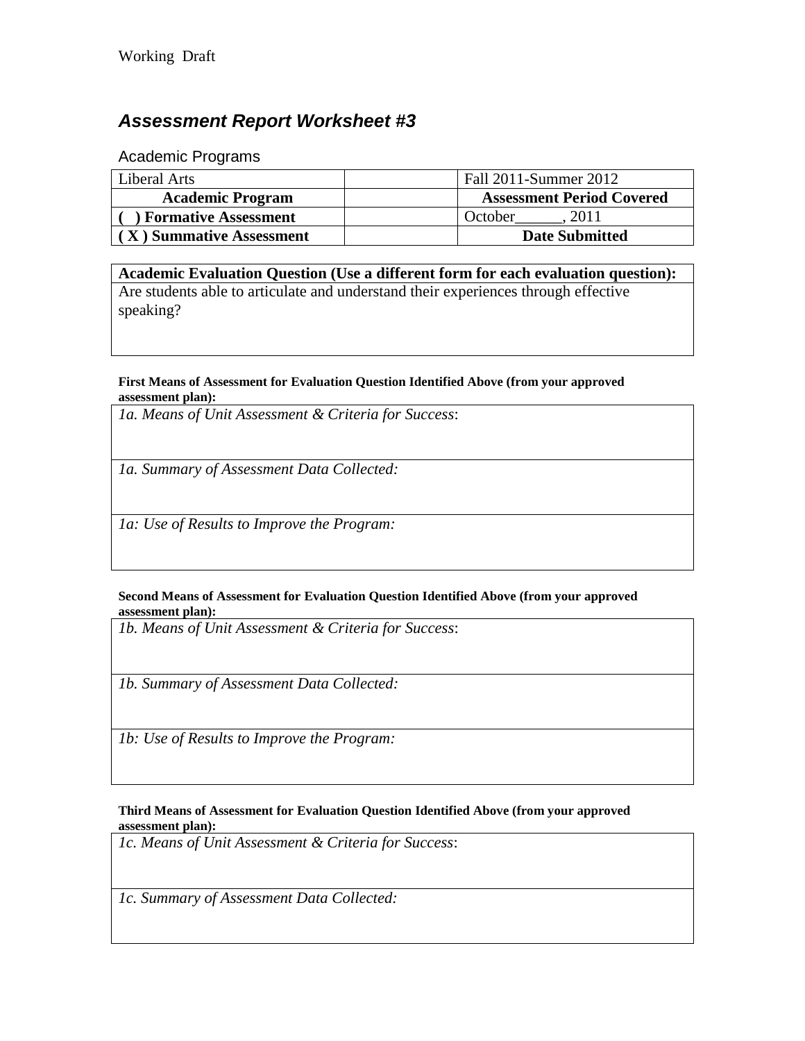Working Draft

## *Assessment Report Worksheet #3*

Academic Programs

| Liberal Arts | | Fall 2011-Summer 2012 |
|---|---|---|
| **Academic Program** | | **Assessment Period Covered** |
| **( ) Formative Assessment** | | October______, 2011 |
| **( X ) Summative Assessment** | | **Date Submitted** |

| **Academic Evaluation Question (Use a different form for each evaluation question):** |
|---|
| Are students able to articulate and understand their experiences through effective speaking? |

**First Means of Assessment for Evaluation Question Identified Above (from your approved assessment plan):**

| *1a. Means of Unit Assessment & Criteria for Success*: |
|---|
| *1a. Summary of Assessment Data Collected:* |
| *1a: Use of Results to Improve the Program:* |

**Second Means of Assessment for Evaluation Question Identified Above (from your approved assessment plan):**

| *1b. Means of Unit Assessment & Criteria for Success*: |
|---|
| *1b. Summary of Assessment Data Collected:* |
| *1b: Use of Results to Improve the Program:* |

**Third Means of Assessment for Evaluation Question Identified Above (from your approved assessment plan):**

| *1c. Means of Unit Assessment & Criteria for Success*: |
|---|
| *1c. Summary of Assessment Data Collected:* |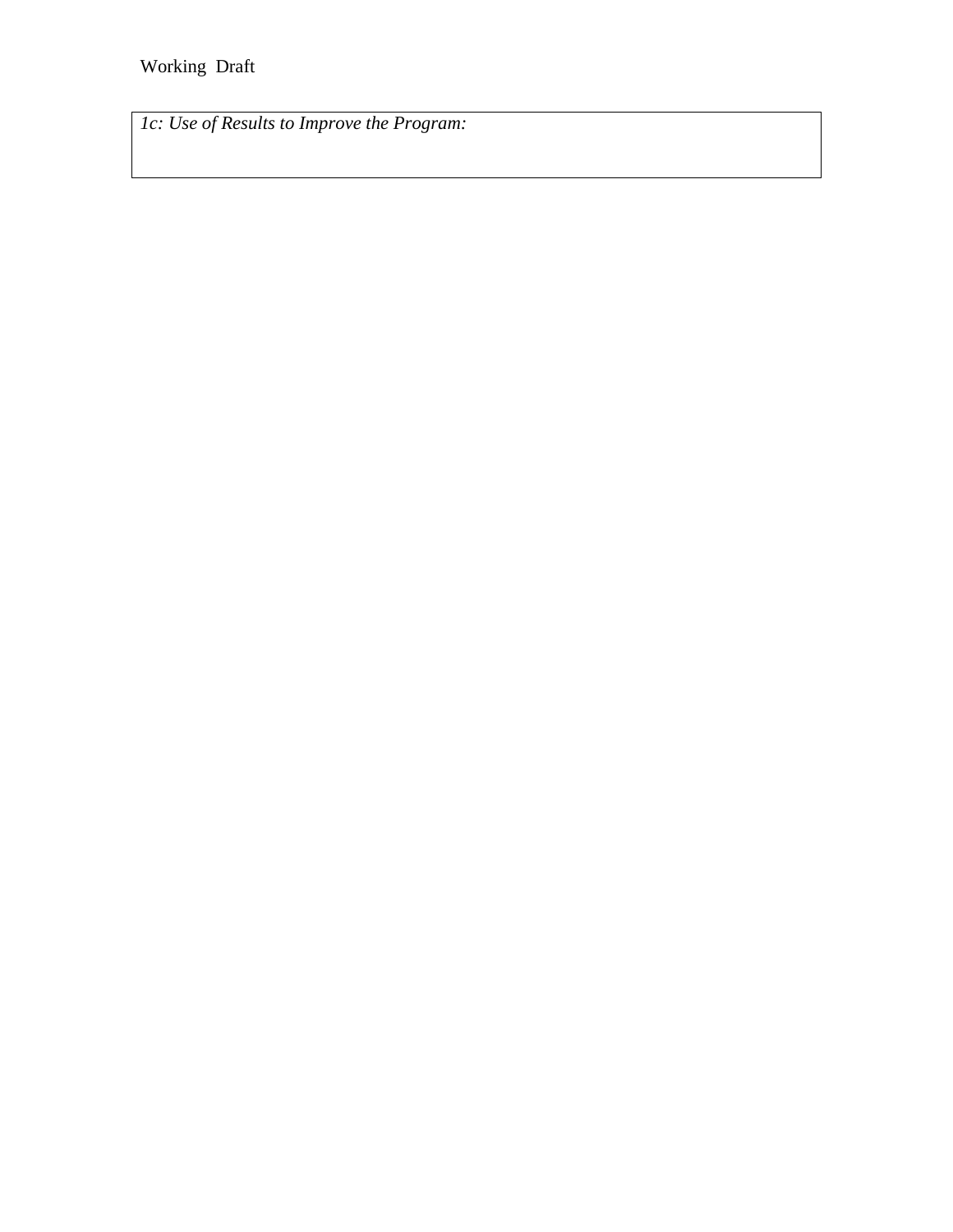Working Draft

| |
|---|
| *1c: Use of Results to Improve the Program:* |